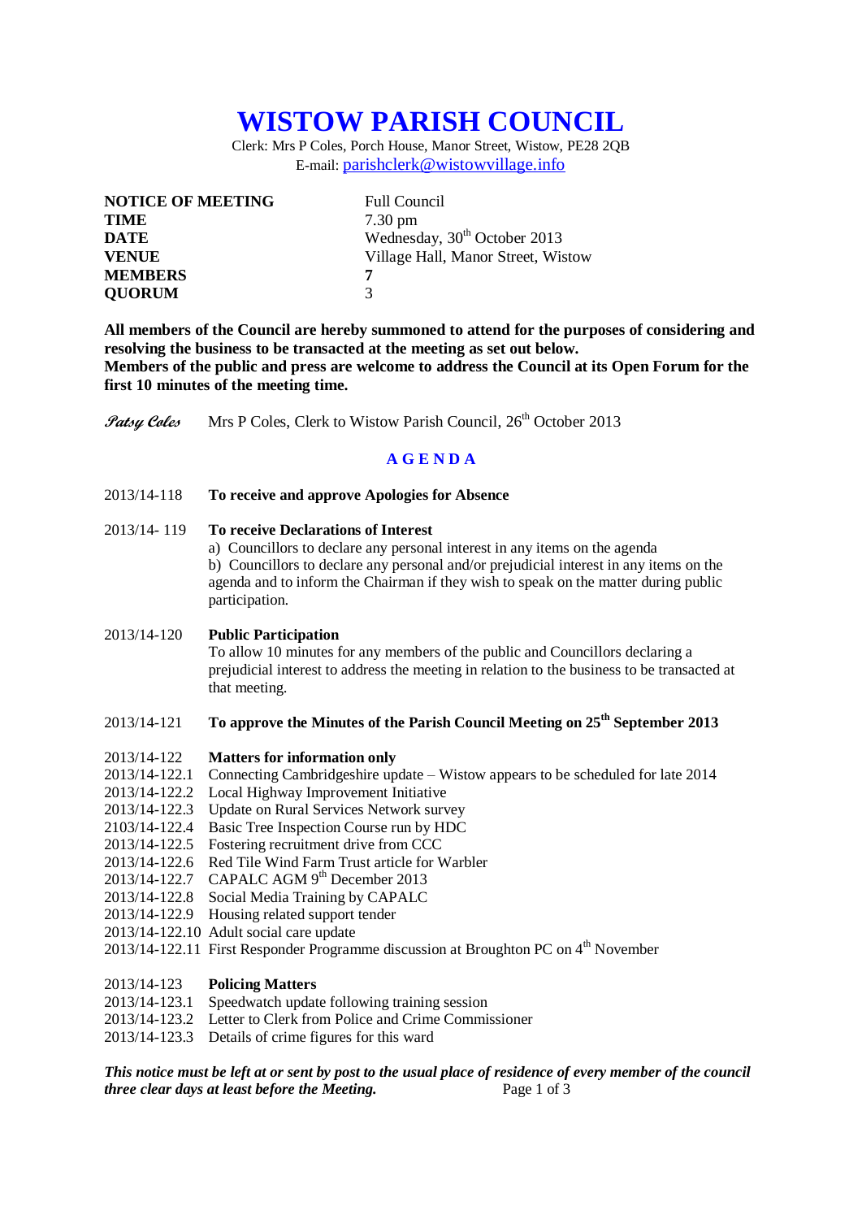# WISTOW PARISH COUNCIL

Clerk: Mrs P Coles, Porch House, Manor Street, Wistow, PE28 2QB
E-mail: parishclerk@wistowvillage.info

| | |
|---|---|
| **NOTICE OF MEETING** | Full Council |
| **TIME** | 7.30 pm |
| **DATE** | Wednesday, 30th October 2013 |
| **VENUE** | Village Hall, Manor Street, Wistow |
| **MEMBERS** | **7** |
| **QUORUM** | 3 |

**All members of the Council are hereby summoned to attend for the purposes of considering and resolving the business to be transacted at the meeting as set out below.**
**Members of the public and press are welcome to address the Council at its Open Forum for the first 10 minutes of the meeting time.**

*Patsy Coles* Mrs P Coles, Clerk to Wistow Parish Council, 26th October 2013

## A G E N D A

2013/14-118 **To receive and approve Apologies for Absence**

2013/14- 119 **To receive Declarations of Interest**
a) Councillors to declare any personal interest in any items on the agenda
b) Councillors to declare any personal and/or prejudicial interest in any items on the agenda and to inform the Chairman if they wish to speak on the matter during public participation.

2013/14-120 **Public Participation**
To allow 10 minutes for any members of the public and Councillors declaring a prejudicial interest to address the meeting in relation to the business to be transacted at that meeting.

2013/14-121 **To approve the Minutes of the Parish Council Meeting on 25th September 2013**

2013/14-122 **Matters for information only**
2013/14-122.1 Connecting Cambridgeshire update – Wistow appears to be scheduled for late 2014
2013/14-122.2 Local Highway Improvement Initiative
2013/14-122.3 Update on Rural Services Network survey
2103/14-122.4 Basic Tree Inspection Course run by HDC
2013/14-122.5 Fostering recruitment drive from CCC
2013/14-122.6 Red Tile Wind Farm Trust article for Warbler
2013/14-122.7 CAPALC AGM 9th December 2013
2013/14-122.8 Social Media Training by CAPALC
2013/14-122.9 Housing related support tender
2013/14-122.10 Adult social care update
2013/14-122.11 First Responder Programme discussion at Broughton PC on 4th November

2013/14-123 **Policing Matters**
2013/14-123.1 Speedwatch update following training session
2013/14-123.2 Letter to Clerk from Police and Crime Commissioner
2013/14-123.3 Details of crime figures for this ward

***This notice must be left at or sent by post to the usual place of residence of every member of the council three clear days at least before the Meeting.***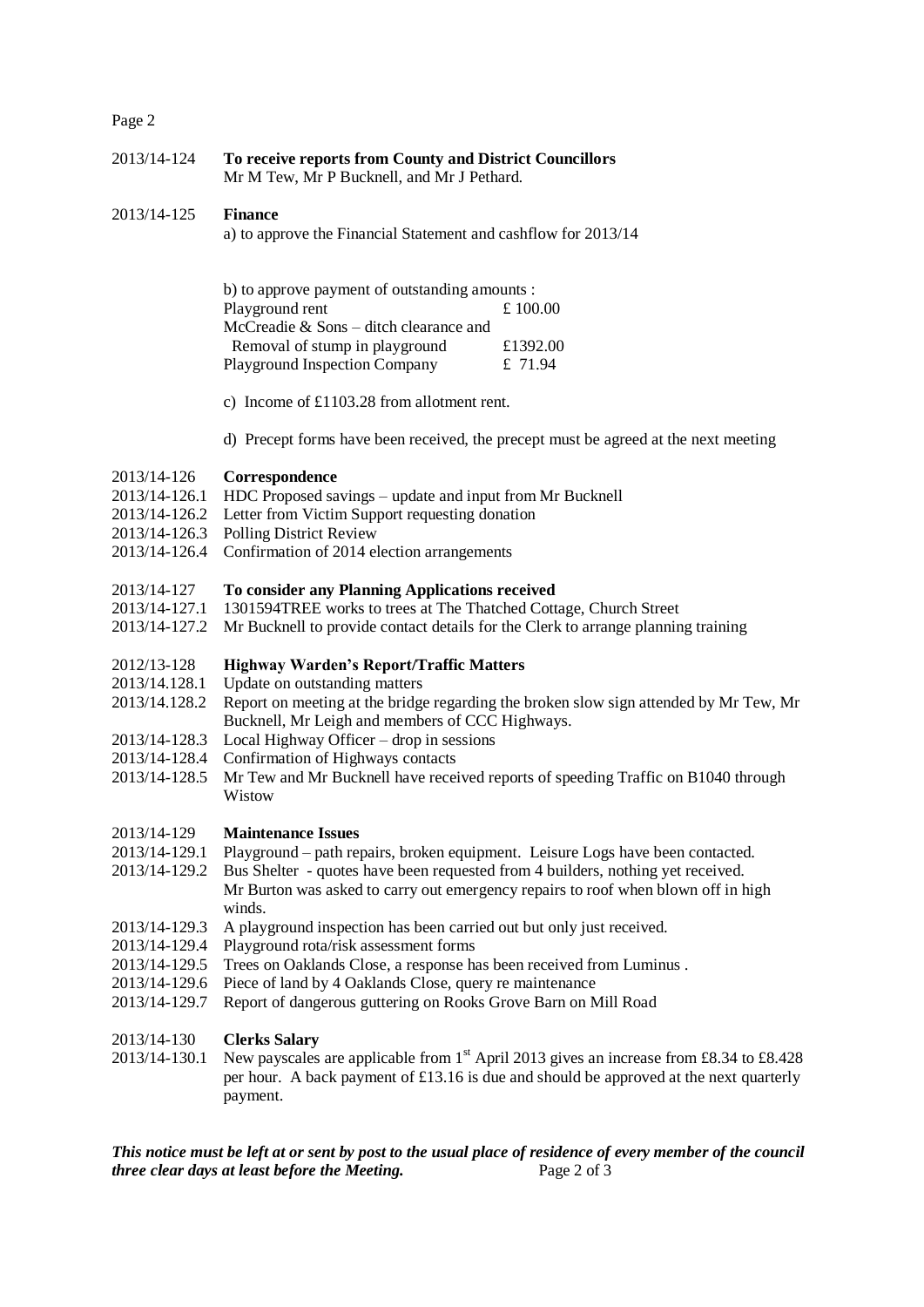2013/14-124 **To receive reports from County and District Councillors**
Mr M Tew, Mr P Bucknell, and Mr J Pethard.

2013/14-125 **Finance**
a) to approve the Financial Statement and cashflow for 2013/14

b) to approve payment of outstanding amounts :

| | |
|---|---|
| Playground rent | £ 100.00 |
| McCreadie & Sons – ditch clearance and Removal of stump in playground | £1392.00 |
| Playground Inspection Company | £ 71.94 |

c) Income of £1103.28 from allotment rent.

d) Precept forms have been received, the precept must be agreed at the next meeting

2013/14-126 **Correspondence**
2013/14-126.1 HDC Proposed savings – update and input from Mr Bucknell
2013/14-126.2 Letter from Victim Support requesting donation
2013/14-126.3 Polling District Review
2013/14-126.4 Confirmation of 2014 election arrangements

2013/14-127 **To consider any Planning Applications received**
2013/14-127.1 1301594TREE works to trees at The Thatched Cottage, Church Street
2013/14-127.2 Mr Bucknell to provide contact details for the Clerk to arrange planning training

2012/13-128 **Highway Warden's Report/Traffic Matters**
2013/14.128.1 Update on outstanding matters
2013/14.128.2 Report on meeting at the bridge regarding the broken slow sign attended by Mr Tew, Mr Bucknell, Mr Leigh and members of CCC Highways.
2013/14-128.3 Local Highway Officer – drop in sessions
2013/14-128.4 Confirmation of Highways contacts
2013/14-128.5 Mr Tew and Mr Bucknell have received reports of speeding Traffic on B1040 through Wistow

2013/14-129 **Maintenance Issues**
2013/14-129.1 Playground – path repairs, broken equipment. Leisure Logs have been contacted.
2013/14-129.2 Bus Shelter - quotes have been requested from 4 builders, nothing yet received. Mr Burton was asked to carry out emergency repairs to roof when blown off in high winds.
2013/14-129.3 A playground inspection has been carried out but only just received.
2013/14-129.4 Playground rota/risk assessment forms
2013/14-129.5 Trees on Oaklands Close, a response has been received from Luminus .
2013/14-129.6 Piece of land by 4 Oaklands Close, query re maintenance
2013/14-129.7 Report of dangerous guttering on Rooks Grove Barn on Mill Road

2013/14-130 **Clerks Salary**
2013/14-130.1 New payscales are applicable from 1st April 2013 gives an increase from £8.34 to £8.428 per hour. A back payment of £13.16 is due and should be approved at the next quarterly payment.

***This notice must be left at or sent by post to the usual place of residence of every member of the council three clear days at least before the Meeting.***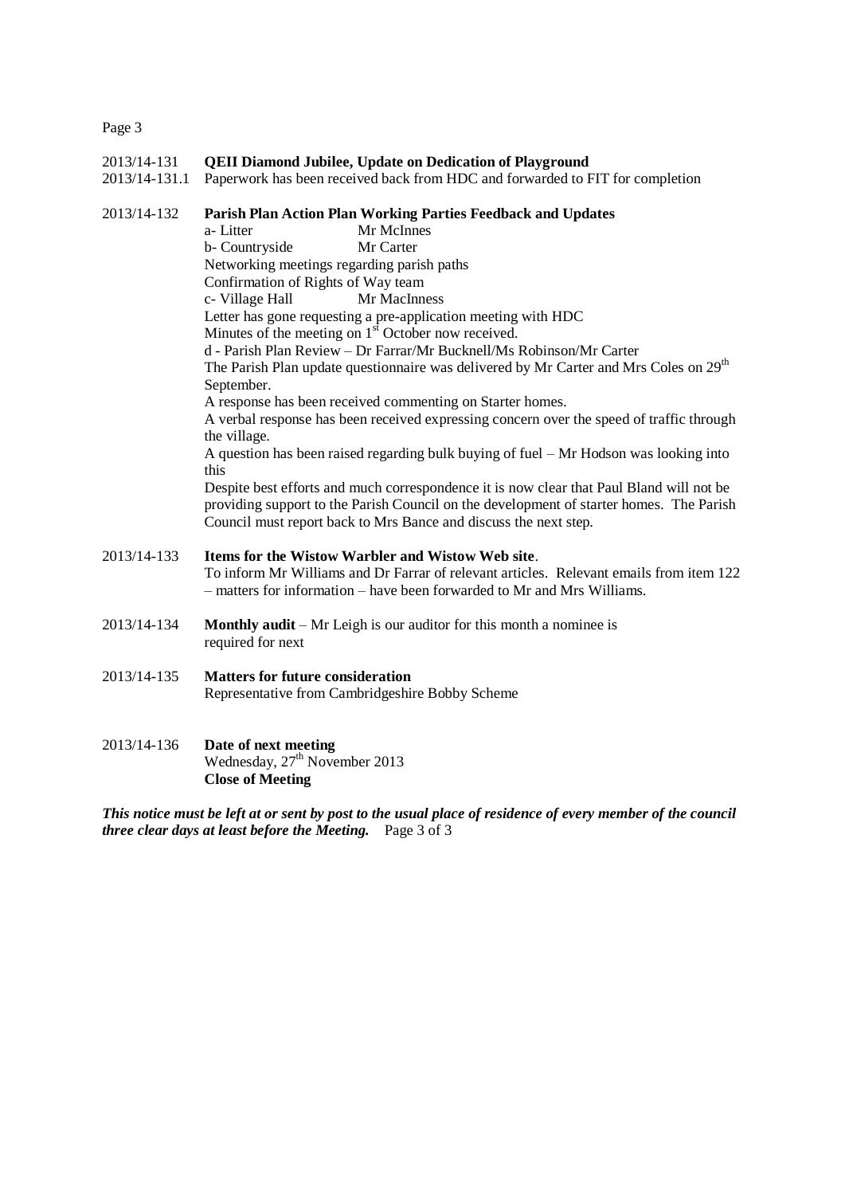**2013/14-131 QEII Diamond Jubilee, Update on Dedication of Playground**

2013/14-131.1 Paperwork has been received back from HDC and forwarded to FIT for completion

**2013/14-132 Parish Plan Action Plan Working Parties Feedback and Updates**

a- Litter Mr McInnes

b- Countryside Mr Carter

Networking meetings regarding parish paths

Confirmation of Rights of Way team

c- Village Hall Mr MacInness

Letter has gone requesting a pre-application meeting with HDC

Minutes of the meeting on 1st October now received.

d - Parish Plan Review – Dr Farrar/Mr Bucknell/Ms Robinson/Mr Carter

The Parish Plan update questionnaire was delivered by Mr Carter and Mrs Coles on 29th September.

A response has been received commenting on Starter homes.

A verbal response has been received expressing concern over the speed of traffic through the village.

A question has been raised regarding bulk buying of fuel – Mr Hodson was looking into this

Despite best efforts and much correspondence it is now clear that Paul Bland will not be providing support to the Parish Council on the development of starter homes. The Parish Council must report back to Mrs Bance and discuss the next step.

**2013/14-133 Items for the Wistow Warbler and Wistow Web site**.

To inform Mr Williams and Dr Farrar of relevant articles. Relevant emails from item 122 – matters for information – have been forwarded to Mr and Mrs Williams.

2013/14-134 **Monthly audit** – Mr Leigh is our auditor for this month a nominee is required for next

**2013/14-135 Matters for future consideration**

Representative from Cambridgeshire Bobby Scheme

**2013/14-136 Date of next meeting**

Wednesday, 27th November 2013

**Close of Meeting**

***This notice must be left at or sent by post to the usual place of residence of every member of the council three clear days at least before the Meeting.***